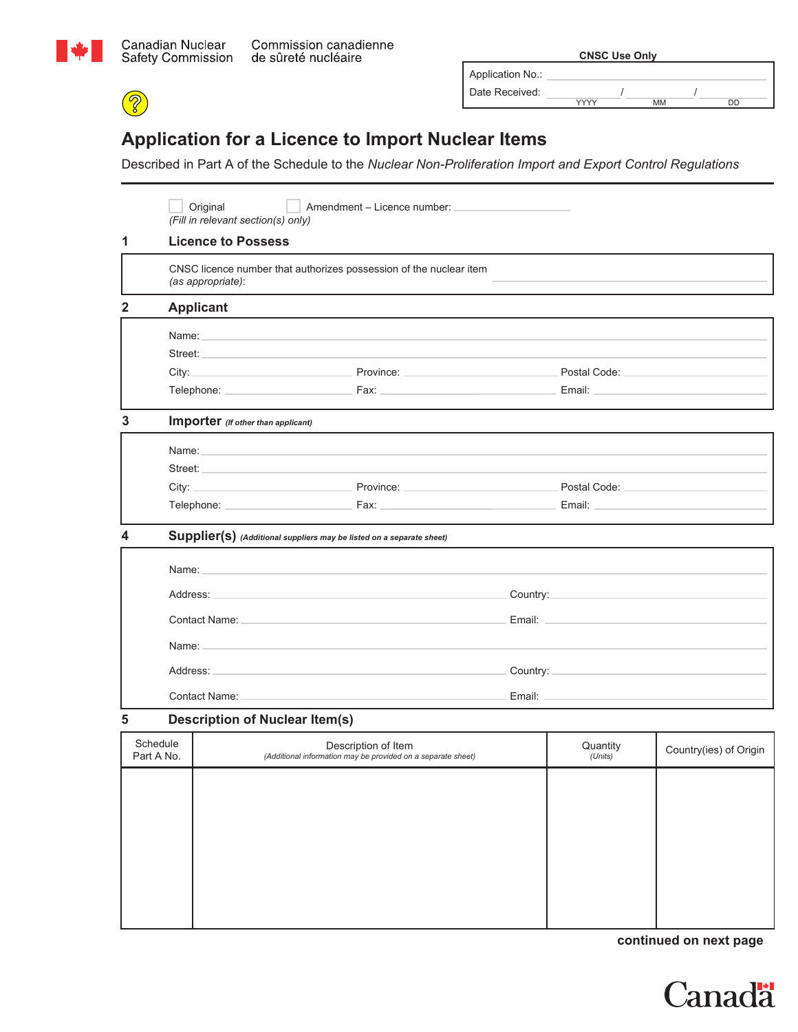Canadian Nuclear Safety Commission | Commission canadienne de sûreté nucléaire

**CNSC Use Only**

Application No.: ______________________

Date Received: ________ / ________ / ________
YYYY MM DD

# Application for a Licence to Import Nuclear Items

Described in Part A of the Schedule to the *Nuclear Non-Proliferation Import and Export Control Regulations*

☐ Original ☐ Amendment – Licence number: ______________

*(Fill in relevant section(s) only)*

## 1 Licence to Possess

CNSC licence number that authorizes possession of the nuclear item *(as appropriate)*: ______________________

## 2 Applicant

Name: ______________________

Street: ______________________

City: ______________ Province: ______________ Postal Code: ______________

Telephone: ______________ Fax: ______________ Email: ______________

## 3 Importer *(If other than applicant)*

Name: ______________________

Street: ______________________

City: ______________ Province: ______________ Postal Code: ______________

Telephone: ______________ Fax: ______________ Email: ______________

## 4 Supplier(s) *(Additional suppliers may be listed on a separate sheet)*

Name: ______________________

Address: ______________________ Country: ______________

Contact Name: ______________________ Email: ______________

Name: ______________________

Address: ______________________ Country: ______________

Contact Name: ______________________ Email: ______________

## 5 Description of Nuclear Item(s)

| Schedule Part A No. | Description of Item *(Additional information may be provided on a separate sheet)* | Quantity *(Units)* | Country(ies) of Origin |
|---|---|---|---|
| | | | |

**continued on next page**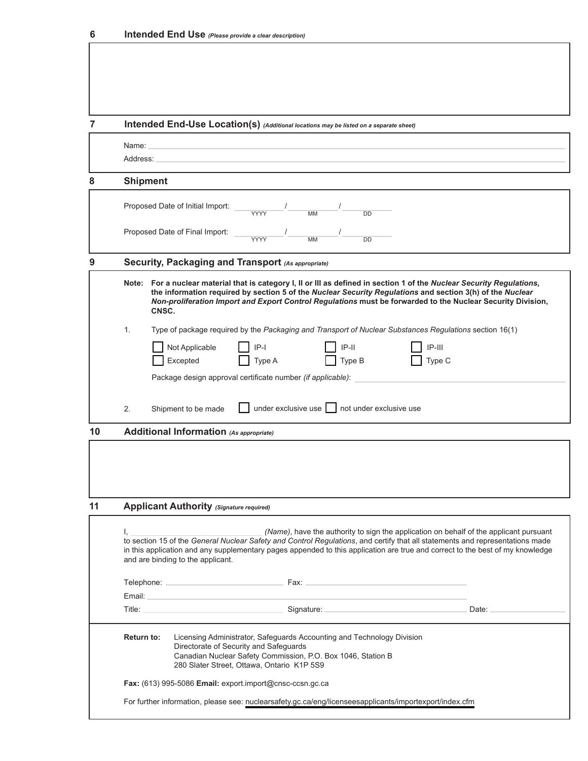## 6 Intended End Use *(Please provide a clear description)*

## 7 Intended End-Use Location(s) *(Additional locations may be listed on a separate sheet)*

Name: \_\_\_\_\_\_\_\_\_\_\_\_\_\_\_\_\_\_\_\_\_\_\_\_\_\_\_\_\_\_

Address: \_\_\_\_\_\_\_\_\_\_\_\_\_\_\_\_\_\_\_\_\_\_\_\_\_\_\_\_\_\_

## 8 Shipment

Proposed Date of Initial Import: \_\_\_\_\_\_ / \_\_\_\_\_\_ / \_\_\_\_\_\_ (YYYY / MM / DD)

Proposed Date of Final Import: \_\_\_\_\_\_ / \_\_\_\_\_\_ / \_\_\_\_\_\_ (YYYY / MM / DD)

## 9 Security, Packaging and Transport *(As appropriate)*

**Note: For a nuclear material that is category I, II or III as defined in section 1 of the *Nuclear Security Regulations,* the information required by section 5 of the *Nuclear Security Regulations* and section 3(h) of the *Nuclear Non-proliferation Import and Export Control Regulations* must be forwarded to the Nuclear Security Division, CNSC.**

1. Type of package required by the *Packaging and Transport of Nuclear Substances Regulations* section 16(1)

   ☐ Not Applicable ☐ IP-I ☐ IP-II ☐ IP-III

   ☐ Excepted ☐ Type A ☐ Type B ☐ Type C

   Package design approval certificate number *(if applicable)*: \_\_\_\_\_\_\_\_\_\_\_\_\_\_\_\_\_\_\_\_

2. Shipment to be made ☐ under exclusive use ☐ not under exclusive use

## 10 Additional Information *(As appropriate)*

## 11 Applicant Authority *(Signature required)*

I, \_\_\_\_\_\_\_\_\_\_\_\_\_\_\_\_\_\_\_\_ *(Name)*, have the authority to sign the application on behalf of the applicant pursuant to section 15 of the *General Nuclear Safety and Control Regulations*, and certify that all statements and representations made in this application and any supplementary pages appended to this application are true and correct to the best of my knowledge and are binding to the applicant.

Telephone: \_\_\_\_\_\_\_\_\_\_\_\_\_\_\_\_\_\_\_\_ Fax: \_\_\_\_\_\_\_\_\_\_\_\_\_\_\_\_\_\_\_\_

Email: \_\_\_\_\_\_\_\_\_\_\_\_\_\_\_\_\_\_\_\_

Title: \_\_\_\_\_\_\_\_\_\_\_\_\_\_\_\_\_\_\_\_ Signature: \_\_\_\_\_\_\_\_\_\_\_\_\_\_\_\_\_\_\_\_ Date: \_\_\_\_\_\_\_\_\_\_\_\_

**Return to:** Licensing Administrator, Safeguards Accounting and Technology Division
Directorate of Security and Safeguards
Canadian Nuclear Safety Commission, P.O. Box 1046, Station B
280 Slater Street, Ottawa, Ontario K1P 5S9

**Fax:** (613) 995-5086 **Email:** export.import@cnsc-ccsn.gc.ca

For further information, please see: nuclearsafety.gc.ca/eng/licenseesapplicants/importexport/index.cfm